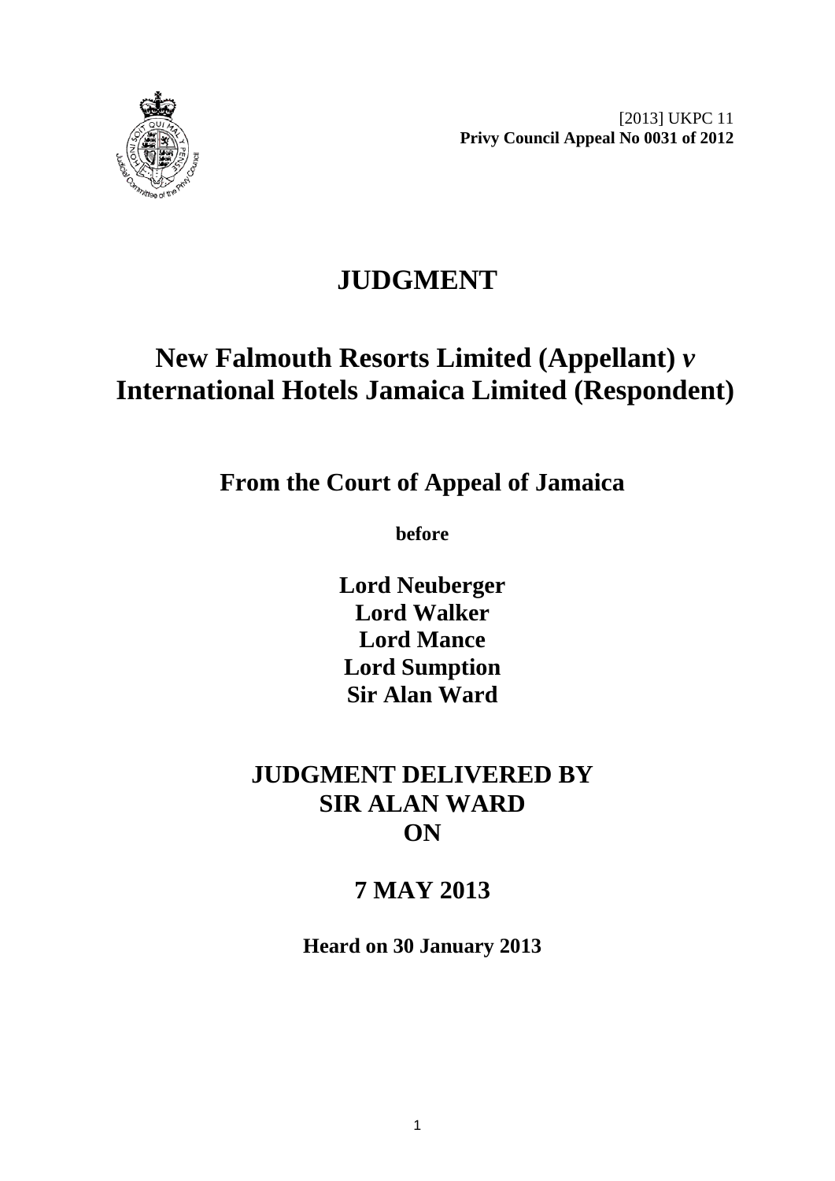[2013] UKPC 11
**Privy Council Appeal No 0031 of 2012**

# JUDGMENT

## New Falmouth Resorts Limited (Appellant) *v* International Hotels Jamaica Limited (Respondent)

### From the Court of Appeal of Jamaica

**before**

**Lord Neuberger**
**Lord Walker**
**Lord Mance**
**Lord Sumption**
**Sir Alan Ward**

## JUDGMENT DELIVERED BY SIR ALAN WARD ON

## 7 MAY 2013

**Heard on 30 January 2013**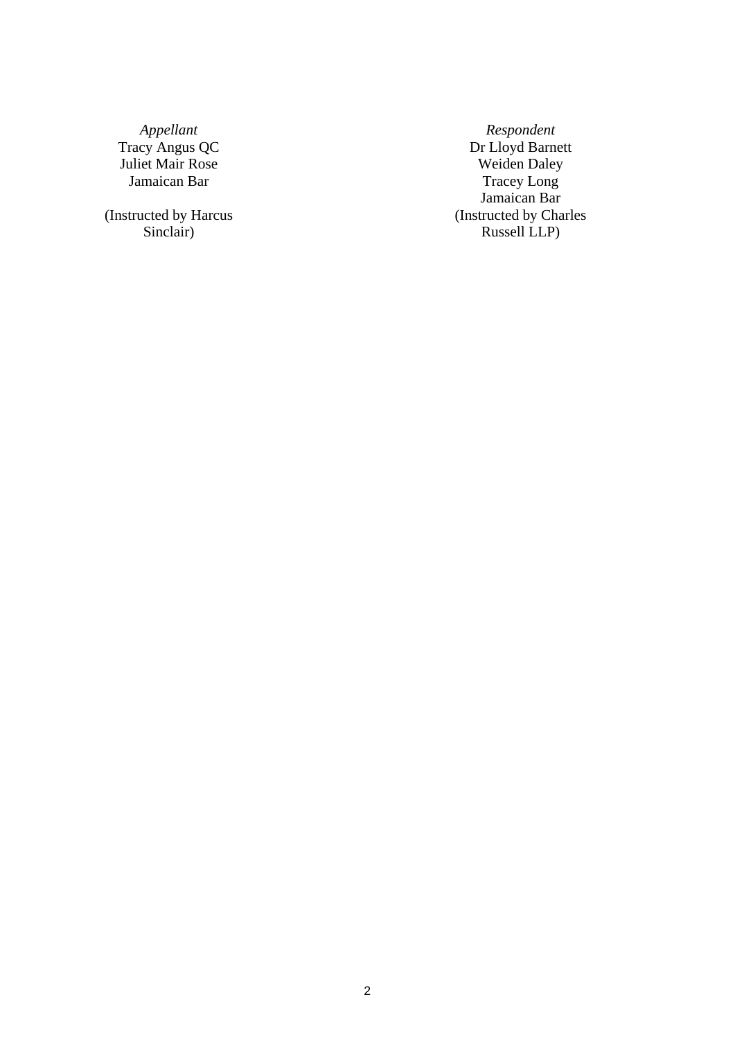| *Appellant* | *Respondent* |
| --- | --- |
| Tracy Angus QC | Dr Lloyd Barnett |
| Juliet Mair Rose | Weiden Daley |
| Jamaican Bar | Tracey Long |
| | Jamaican Bar |
| (Instructed by Harcus Sinclair) | (Instructed by Charles Russell LLP) |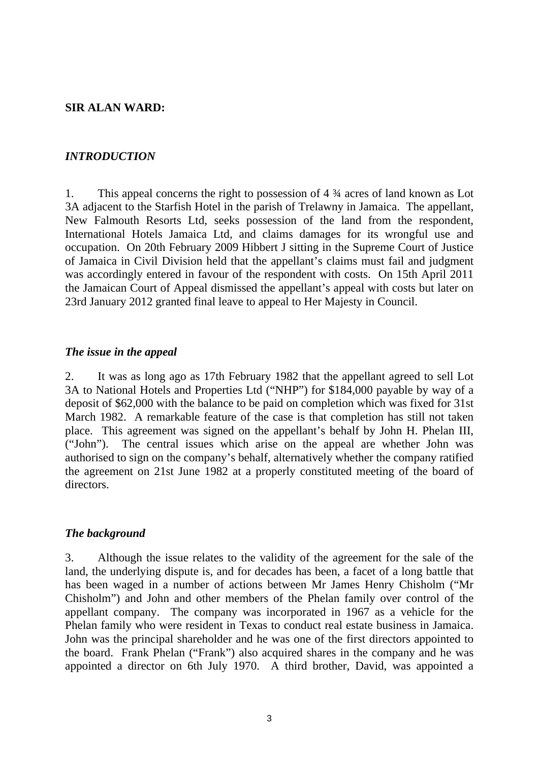**SIR ALAN WARD:**

***INTRODUCTION***

1. This appeal concerns the right to possession of 4 ¾ acres of land known as Lot 3A adjacent to the Starfish Hotel in the parish of Trelawny in Jamaica. The appellant, New Falmouth Resorts Ltd, seeks possession of the land from the respondent, International Hotels Jamaica Ltd, and claims damages for its wrongful use and occupation. On 20th February 2009 Hibbert J sitting in the Supreme Court of Justice of Jamaica in Civil Division held that the appellant's claims must fail and judgment was accordingly entered in favour of the respondent with costs. On 15th April 2011 the Jamaican Court of Appeal dismissed the appellant's appeal with costs but later on 23rd January 2012 granted final leave to appeal to Her Majesty in Council.

***The issue in the appeal***

2. It was as long ago as 17th February 1982 that the appellant agreed to sell Lot 3A to National Hotels and Properties Ltd ("NHP") for $184,000 payable by way of a deposit of $62,000 with the balance to be paid on completion which was fixed for 31st March 1982. A remarkable feature of the case is that completion has still not taken place. This agreement was signed on the appellant's behalf by John H. Phelan III, ("John"). The central issues which arise on the appeal are whether John was authorised to sign on the company's behalf, alternatively whether the company ratified the agreement on 21st June 1982 at a properly constituted meeting of the board of directors.

***The background***

3. Although the issue relates to the validity of the agreement for the sale of the land, the underlying dispute is, and for decades has been, a facet of a long battle that has been waged in a number of actions between Mr James Henry Chisholm ("Mr Chisholm") and John and other members of the Phelan family over control of the appellant company. The company was incorporated in 1967 as a vehicle for the Phelan family who were resident in Texas to conduct real estate business in Jamaica. John was the principal shareholder and he was one of the first directors appointed to the board. Frank Phelan ("Frank") also acquired shares in the company and he was appointed a director on 6th July 1970. A third brother, David, was appointed a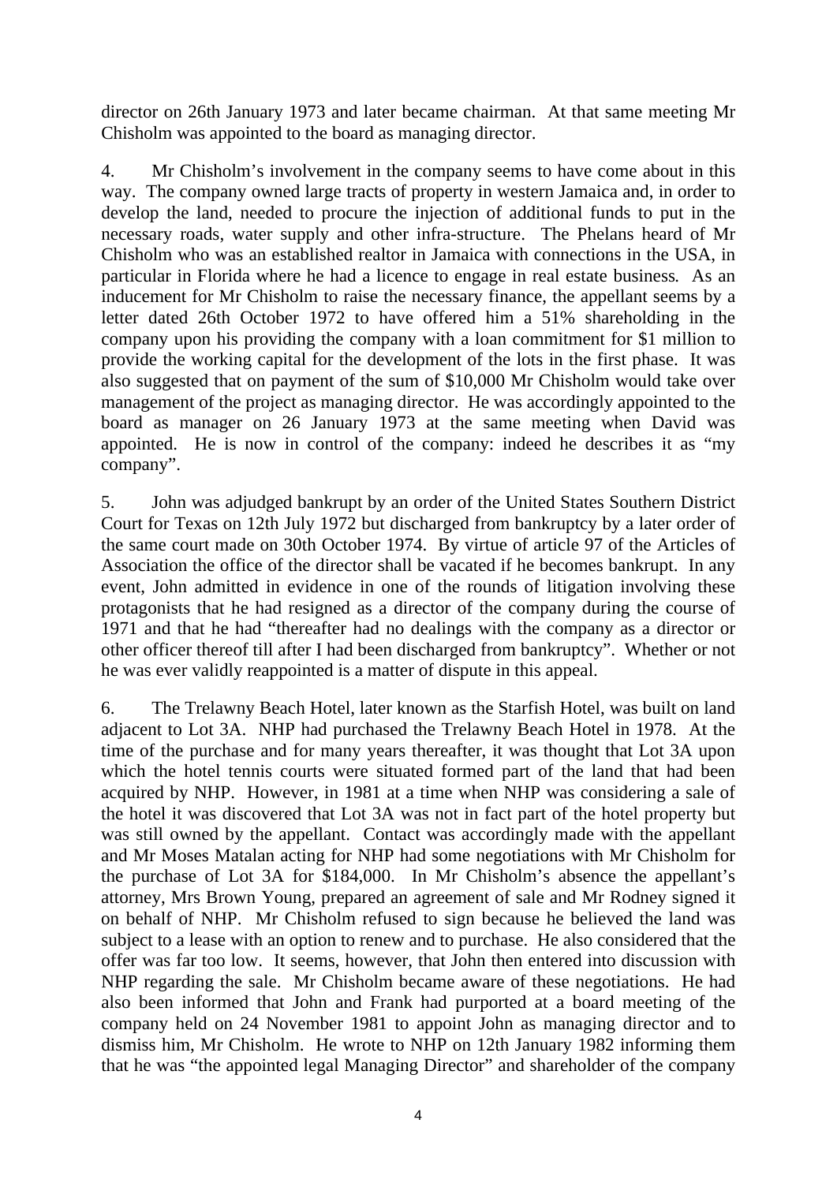director on 26th January 1973 and later became chairman. At that same meeting Mr Chisholm was appointed to the board as managing director.

4. Mr Chisholm's involvement in the company seems to have come about in this way. The company owned large tracts of property in western Jamaica and, in order to develop the land, needed to procure the injection of additional funds to put in the necessary roads, water supply and other infra-structure. The Phelans heard of Mr Chisholm who was an established realtor in Jamaica with connections in the USA, in particular in Florida where he had a licence to engage in real estate business. As an inducement for Mr Chisholm to raise the necessary finance, the appellant seems by a letter dated 26th October 1972 to have offered him a 51% shareholding in the company upon his providing the company with a loan commitment for $1 million to provide the working capital for the development of the lots in the first phase. It was also suggested that on payment of the sum of $10,000 Mr Chisholm would take over management of the project as managing director. He was accordingly appointed to the board as manager on 26 January 1973 at the same meeting when David was appointed. He is now in control of the company: indeed he describes it as "my company".

5. John was adjudged bankrupt by an order of the United States Southern District Court for Texas on 12th July 1972 but discharged from bankruptcy by a later order of the same court made on 30th October 1974. By virtue of article 97 of the Articles of Association the office of the director shall be vacated if he becomes bankrupt. In any event, John admitted in evidence in one of the rounds of litigation involving these protagonists that he had resigned as a director of the company during the course of 1971 and that he had "thereafter had no dealings with the company as a director or other officer thereof till after I had been discharged from bankruptcy". Whether or not he was ever validly reappointed is a matter of dispute in this appeal.

6. The Trelawny Beach Hotel, later known as the Starfish Hotel, was built on land adjacent to Lot 3A. NHP had purchased the Trelawny Beach Hotel in 1978. At the time of the purchase and for many years thereafter, it was thought that Lot 3A upon which the hotel tennis courts were situated formed part of the land that had been acquired by NHP. However, in 1981 at a time when NHP was considering a sale of the hotel it was discovered that Lot 3A was not in fact part of the hotel property but was still owned by the appellant. Contact was accordingly made with the appellant and Mr Moses Matalan acting for NHP had some negotiations with Mr Chisholm for the purchase of Lot 3A for $184,000. In Mr Chisholm's absence the appellant's attorney, Mrs Brown Young, prepared an agreement of sale and Mr Rodney signed it on behalf of NHP. Mr Chisholm refused to sign because he believed the land was subject to a lease with an option to renew and to purchase. He also considered that the offer was far too low. It seems, however, that John then entered into discussion with NHP regarding the sale. Mr Chisholm became aware of these negotiations. He had also been informed that John and Frank had purported at a board meeting of the company held on 24 November 1981 to appoint John as managing director and to dismiss him, Mr Chisholm. He wrote to NHP on 12th January 1982 informing them that he was "the appointed legal Managing Director" and shareholder of the company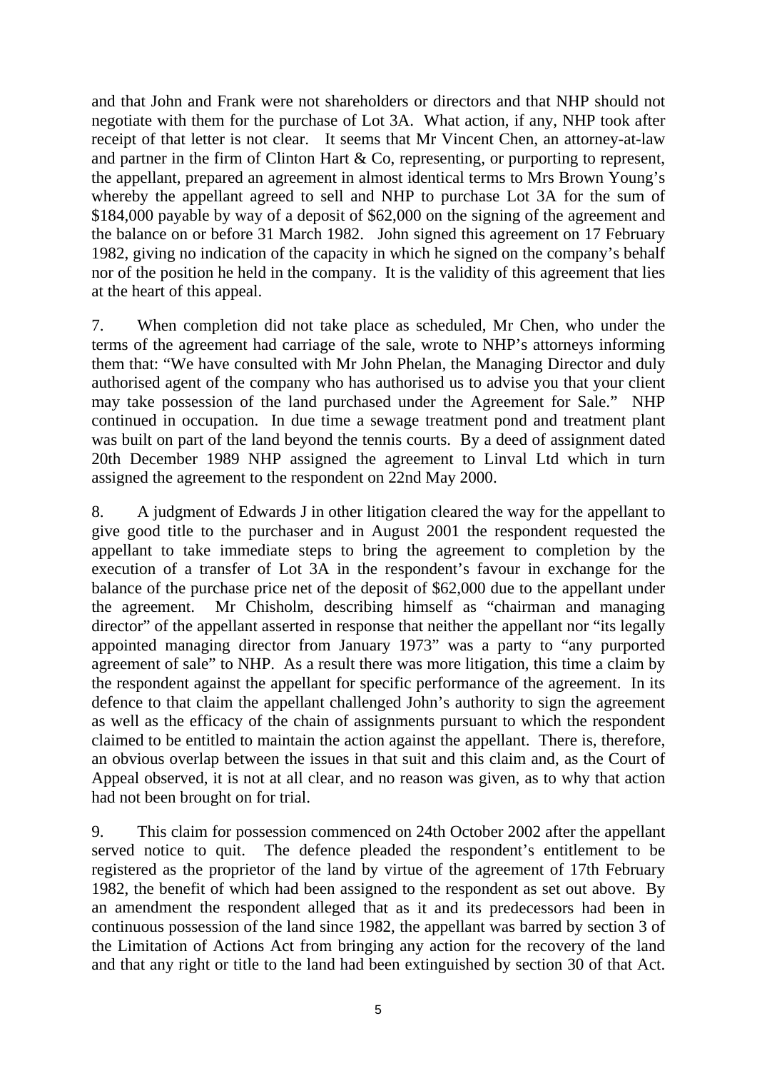and that John and Frank were not shareholders or directors and that NHP should not negotiate with them for the purchase of Lot 3A. What action, if any, NHP took after receipt of that letter is not clear. It seems that Mr Vincent Chen, an attorney-at-law and partner in the firm of Clinton Hart & Co, representing, or purporting to represent, the appellant, prepared an agreement in almost identical terms to Mrs Brown Young's whereby the appellant agreed to sell and NHP to purchase Lot 3A for the sum of \$184,000 payable by way of a deposit of \$62,000 on the signing of the agreement and the balance on or before 31 March 1982. John signed this agreement on 17 February 1982, giving no indication of the capacity in which he signed on the company's behalf nor of the position he held in the company. It is the validity of this agreement that lies at the heart of this appeal.

7. When completion did not take place as scheduled, Mr Chen, who under the terms of the agreement had carriage of the sale, wrote to NHP's attorneys informing them that: "We have consulted with Mr John Phelan, the Managing Director and duly authorised agent of the company who has authorised us to advise you that your client may take possession of the land purchased under the Agreement for Sale." NHP continued in occupation. In due time a sewage treatment pond and treatment plant was built on part of the land beyond the tennis courts. By a deed of assignment dated 20th December 1989 NHP assigned the agreement to Linval Ltd which in turn assigned the agreement to the respondent on 22nd May 2000.

8. A judgment of Edwards J in other litigation cleared the way for the appellant to give good title to the purchaser and in August 2001 the respondent requested the appellant to take immediate steps to bring the agreement to completion by the execution of a transfer of Lot 3A in the respondent's favour in exchange for the balance of the purchase price net of the deposit of \$62,000 due to the appellant under the agreement. Mr Chisholm, describing himself as "chairman and managing director" of the appellant asserted in response that neither the appellant nor "its legally appointed managing director from January 1973" was a party to "any purported agreement of sale" to NHP. As a result there was more litigation, this time a claim by the respondent against the appellant for specific performance of the agreement. In its defence to that claim the appellant challenged John's authority to sign the agreement as well as the efficacy of the chain of assignments pursuant to which the respondent claimed to be entitled to maintain the action against the appellant. There is, therefore, an obvious overlap between the issues in that suit and this claim and, as the Court of Appeal observed, it is not at all clear, and no reason was given, as to why that action had not been brought on for trial.

9. This claim for possession commenced on 24th October 2002 after the appellant served notice to quit. The defence pleaded the respondent's entitlement to be registered as the proprietor of the land by virtue of the agreement of 17th February 1982, the benefit of which had been assigned to the respondent as set out above. By an amendment the respondent alleged that as it and its predecessors had been in continuous possession of the land since 1982, the appellant was barred by section 3 of the Limitation of Actions Act from bringing any action for the recovery of the land and that any right or title to the land had been extinguished by section 30 of that Act.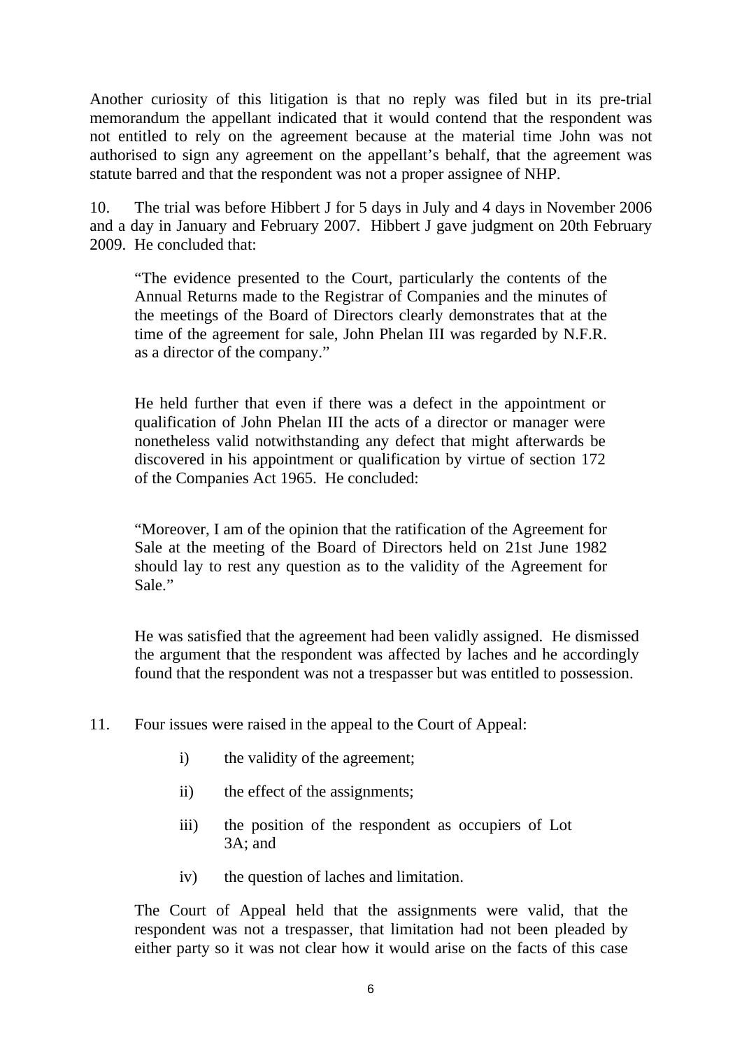Another curiosity of this litigation is that no reply was filed but in its pre-trial memorandum the appellant indicated that it would contend that the respondent was not entitled to rely on the agreement because at the material time John was not authorised to sign any agreement on the appellant's behalf, that the agreement was statute barred and that the respondent was not a proper assignee of NHP.

10. The trial was before Hibbert J for 5 days in July and 4 days in November 2006 and a day in January and February 2007. Hibbert J gave judgment on 20th February 2009. He concluded that:

> "The evidence presented to the Court, particularly the contents of the Annual Returns made to the Registrar of Companies and the minutes of the meetings of the Board of Directors clearly demonstrates that at the time of the agreement for sale, John Phelan III was regarded by N.F.R. as a director of the company."

He held further that even if there was a defect in the appointment or qualification of John Phelan III the acts of a director or manager were nonetheless valid notwithstanding any defect that might afterwards be discovered in his appointment or qualification by virtue of section 172 of the Companies Act 1965. He concluded:

> "Moreover, I am of the opinion that the ratification of the Agreement for Sale at the meeting of the Board of Directors held on 21st June 1982 should lay to rest any question as to the validity of the Agreement for Sale."

He was satisfied that the agreement had been validly assigned. He dismissed the argument that the respondent was affected by laches and he accordingly found that the respondent was not a trespasser but was entitled to possession.

11. Four issues were raised in the appeal to the Court of Appeal:

i) the validity of the agreement;

ii) the effect of the assignments;

iii) the position of the respondent as occupiers of Lot 3A; and

iv) the question of laches and limitation.

The Court of Appeal held that the assignments were valid, that the respondent was not a trespasser, that limitation had not been pleaded by either party so it was not clear how it would arise on the facts of this case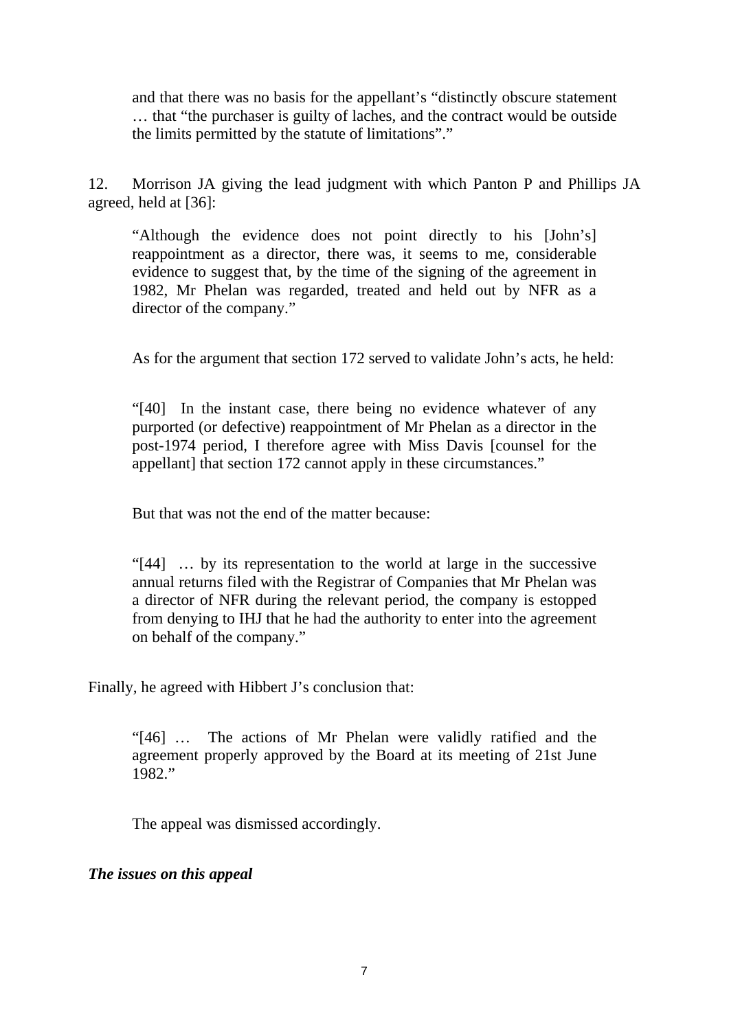and that there was no basis for the appellant's "distinctly obscure statement … that "the purchaser is guilty of laches, and the contract would be outside the limits permitted by the statute of limitations"."

12. Morrison JA giving the lead judgment with which Panton P and Phillips JA agreed, held at [36]:

> "Although the evidence does not point directly to his [John's] reappointment as a director, there was, it seems to me, considerable evidence to suggest that, by the time of the signing of the agreement in 1982, Mr Phelan was regarded, treated and held out by NFR as a director of the company."

As for the argument that section 172 served to validate John's acts, he held:

> "[40] In the instant case, there being no evidence whatever of any purported (or defective) reappointment of Mr Phelan as a director in the post-1974 period, I therefore agree with Miss Davis [counsel for the appellant] that section 172 cannot apply in these circumstances."

But that was not the end of the matter because:

> "[44] … by its representation to the world at large in the successive annual returns filed with the Registrar of Companies that Mr Phelan was a director of NFR during the relevant period, the company is estopped from denying to IHJ that he had the authority to enter into the agreement on behalf of the company."

Finally, he agreed with Hibbert J's conclusion that:

> "[46] … The actions of Mr Phelan were validly ratified and the agreement properly approved by the Board at its meeting of 21st June 1982."

The appeal was dismissed accordingly.

***The issues on this appeal***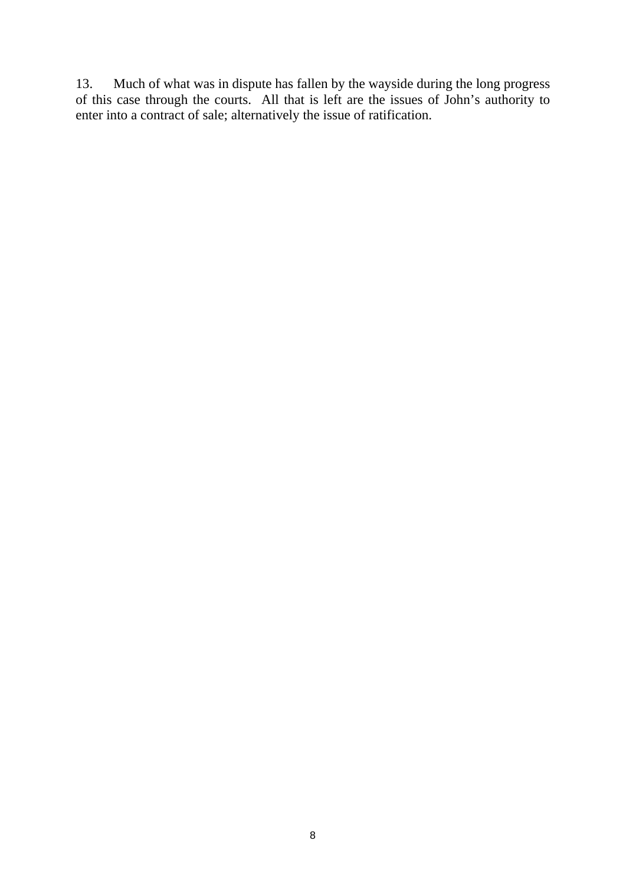13. Much of what was in dispute has fallen by the wayside during the long progress of this case through the courts. All that is left are the issues of John's authority to enter into a contract of sale; alternatively the issue of ratification.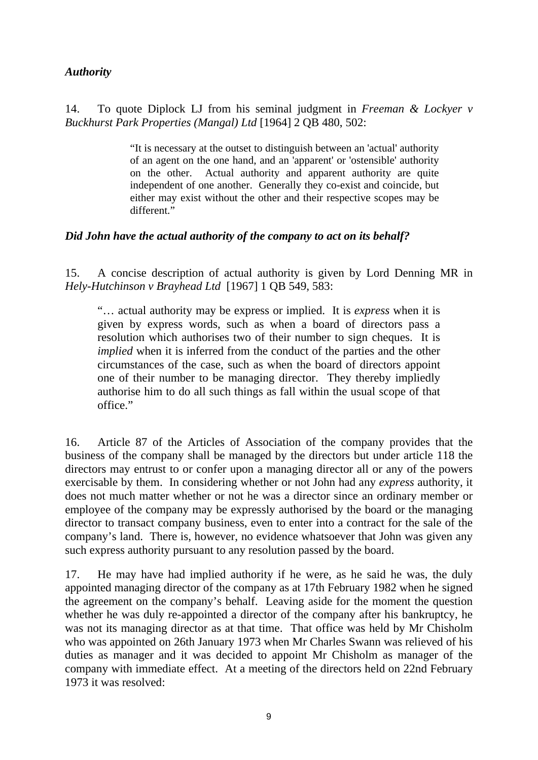### *Authority*

14. To quote Diplock LJ from his seminal judgment in *Freeman & Lockyer v Buckhurst Park Properties (Mangal) Ltd* [1964] 2 QB 480, 502:

> "It is necessary at the outset to distinguish between an 'actual' authority of an agent on the one hand, and an 'apparent' or 'ostensible' authority on the other. Actual authority and apparent authority are quite independent of one another. Generally they co-exist and coincide, but either may exist without the other and their respective scopes may be different."

### *Did John have the actual authority of the company to act on its behalf?*

15. A concise description of actual authority is given by Lord Denning MR in *Hely-Hutchinson v Brayhead Ltd* [1967] 1 QB 549, 583:

> "… actual authority may be express or implied. It is *express* when it is given by express words, such as when a board of directors pass a resolution which authorises two of their number to sign cheques. It is *implied* when it is inferred from the conduct of the parties and the other circumstances of the case, such as when the board of directors appoint one of their number to be managing director. They thereby impliedly authorise him to do all such things as fall within the usual scope of that office."

16. Article 87 of the Articles of Association of the company provides that the business of the company shall be managed by the directors but under article 118 the directors may entrust to or confer upon a managing director all or any of the powers exercisable by them. In considering whether or not John had any *express* authority, it does not much matter whether or not he was a director since an ordinary member or employee of the company may be expressly authorised by the board or the managing director to transact company business, even to enter into a contract for the sale of the company's land. There is, however, no evidence whatsoever that John was given any such express authority pursuant to any resolution passed by the board.

17. He may have had implied authority if he were, as he said he was, the duly appointed managing director of the company as at 17th February 1982 when he signed the agreement on the company's behalf. Leaving aside for the moment the question whether he was duly re-appointed a director of the company after his bankruptcy, he was not its managing director as at that time. That office was held by Mr Chisholm who was appointed on 26th January 1973 when Mr Charles Swann was relieved of his duties as manager and it was decided to appoint Mr Chisholm as manager of the company with immediate effect. At a meeting of the directors held on 22nd February 1973 it was resolved: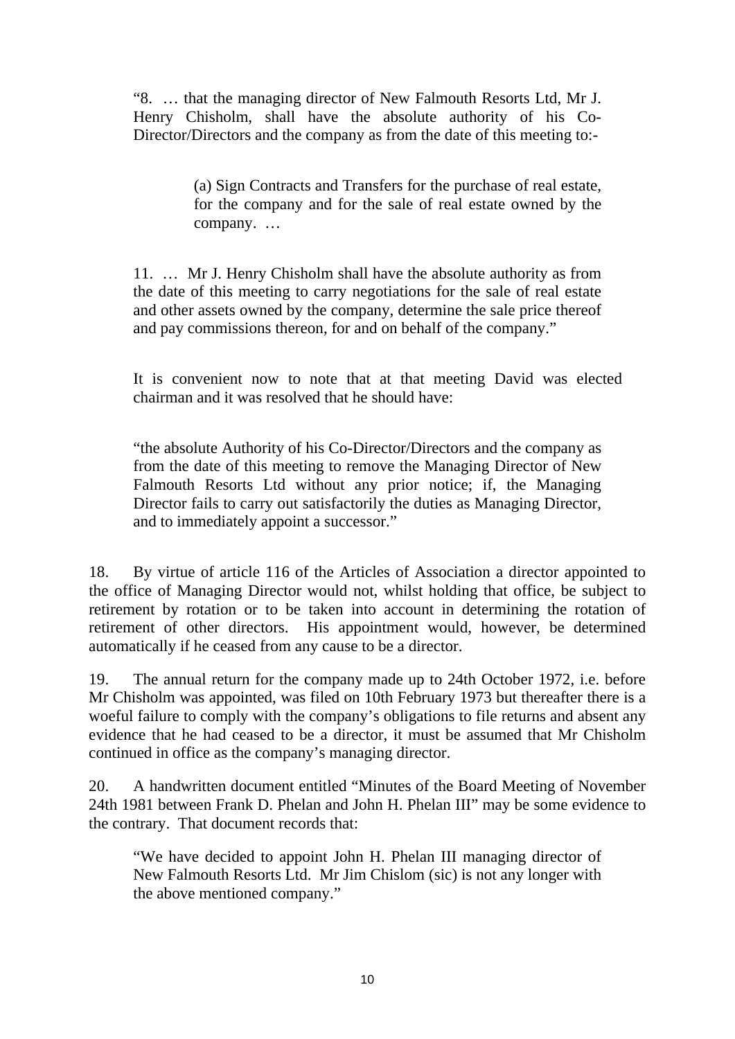> "8. … that the managing director of New Falmouth Resorts Ltd, Mr J. Henry Chisholm, shall have the absolute authority of his Co-Director/Directors and the company as from the date of this meeting to:-
>
> > (a) Sign Contracts and Transfers for the purchase of real estate, for the company and for the sale of real estate owned by the company. …
>
> 11. … Mr J. Henry Chisholm shall have the absolute authority as from the date of this meeting to carry negotiations for the sale of real estate and other assets owned by the company, determine the sale price thereof and pay commissions thereon, for and on behalf of the company."
>
> It is convenient now to note that at that meeting David was elected chairman and it was resolved that he should have:
>
> "the absolute Authority of his Co-Director/Directors and the company as from the date of this meeting to remove the Managing Director of New Falmouth Resorts Ltd without any prior notice; if, the Managing Director fails to carry out satisfactorily the duties as Managing Director, and to immediately appoint a successor."

18. By virtue of article 116 of the Articles of Association a director appointed to the office of Managing Director would not, whilst holding that office, be subject to retirement by rotation or to be taken into account in determining the rotation of retirement of other directors. His appointment would, however, be determined automatically if he ceased from any cause to be a director.

19. The annual return for the company made up to 24th October 1972, i.e. before Mr Chisholm was appointed, was filed on 10th February 1973 but thereafter there is a woeful failure to comply with the company's obligations to file returns and absent any evidence that he had ceased to be a director, it must be assumed that Mr Chisholm continued in office as the company's managing director.

20. A handwritten document entitled "Minutes of the Board Meeting of November 24th 1981 between Frank D. Phelan and John H. Phelan III" may be some evidence to the contrary. That document records that:

> "We have decided to appoint John H. Phelan III managing director of New Falmouth Resorts Ltd. Mr Jim Chislom (sic) is not any longer with the above mentioned company."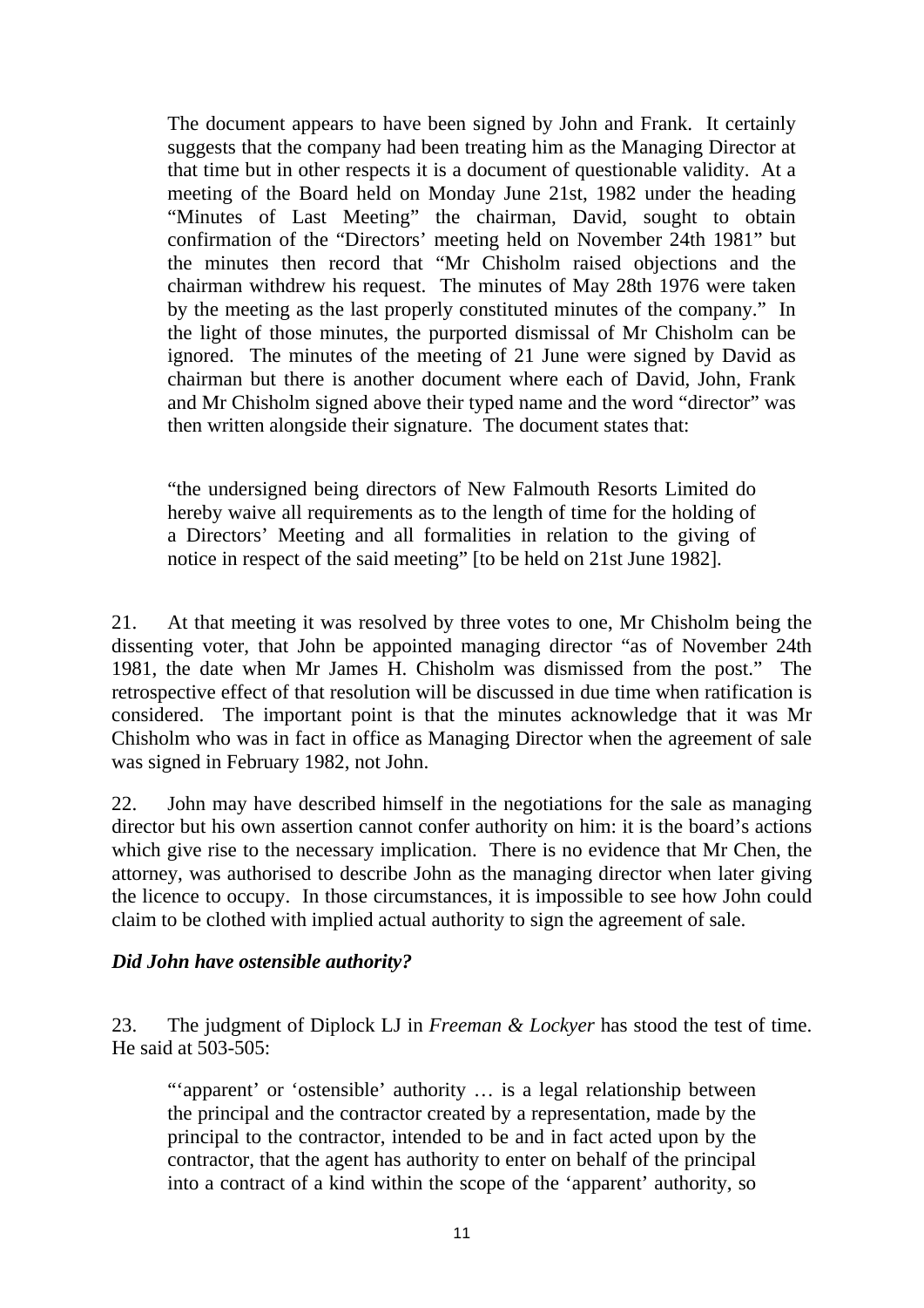The document appears to have been signed by John and Frank. It certainly suggests that the company had been treating him as the Managing Director at that time but in other respects it is a document of questionable validity. At a meeting of the Board held on Monday June 21st, 1982 under the heading "Minutes of Last Meeting" the chairman, David, sought to obtain confirmation of the "Directors' meeting held on November 24th 1981" but the minutes then record that "Mr Chisholm raised objections and the chairman withdrew his request. The minutes of May 28th 1976 were taken by the meeting as the last properly constituted minutes of the company." In the light of those minutes, the purported dismissal of Mr Chisholm can be ignored. The minutes of the meeting of 21 June were signed by David as chairman but there is another document where each of David, John, Frank and Mr Chisholm signed above their typed name and the word "director" was then written alongside their signature. The document states that:

> "the undersigned being directors of New Falmouth Resorts Limited do hereby waive all requirements as to the length of time for the holding of a Directors' Meeting and all formalities in relation to the giving of notice in respect of the said meeting" [to be held on 21st June 1982].

21. At that meeting it was resolved by three votes to one, Mr Chisholm being the dissenting voter, that John be appointed managing director "as of November 24th 1981, the date when Mr James H. Chisholm was dismissed from the post." The retrospective effect of that resolution will be discussed in due time when ratification is considered. The important point is that the minutes acknowledge that it was Mr Chisholm who was in fact in office as Managing Director when the agreement of sale was signed in February 1982, not John.

22. John may have described himself in the negotiations for the sale as managing director but his own assertion cannot confer authority on him: it is the board's actions which give rise to the necessary implication. There is no evidence that Mr Chen, the attorney, was authorised to describe John as the managing director when later giving the licence to occupy. In those circumstances, it is impossible to see how John could claim to be clothed with implied actual authority to sign the agreement of sale.

### *Did John have ostensible authority?*

23. The judgment of Diplock LJ in *Freeman & Lockyer* has stood the test of time. He said at 503-505:

> "'apparent' or 'ostensible' authority … is a legal relationship between the principal and the contractor created by a representation, made by the principal to the contractor, intended to be and in fact acted upon by the contractor, that the agent has authority to enter on behalf of the principal into a contract of a kind within the scope of the 'apparent' authority, so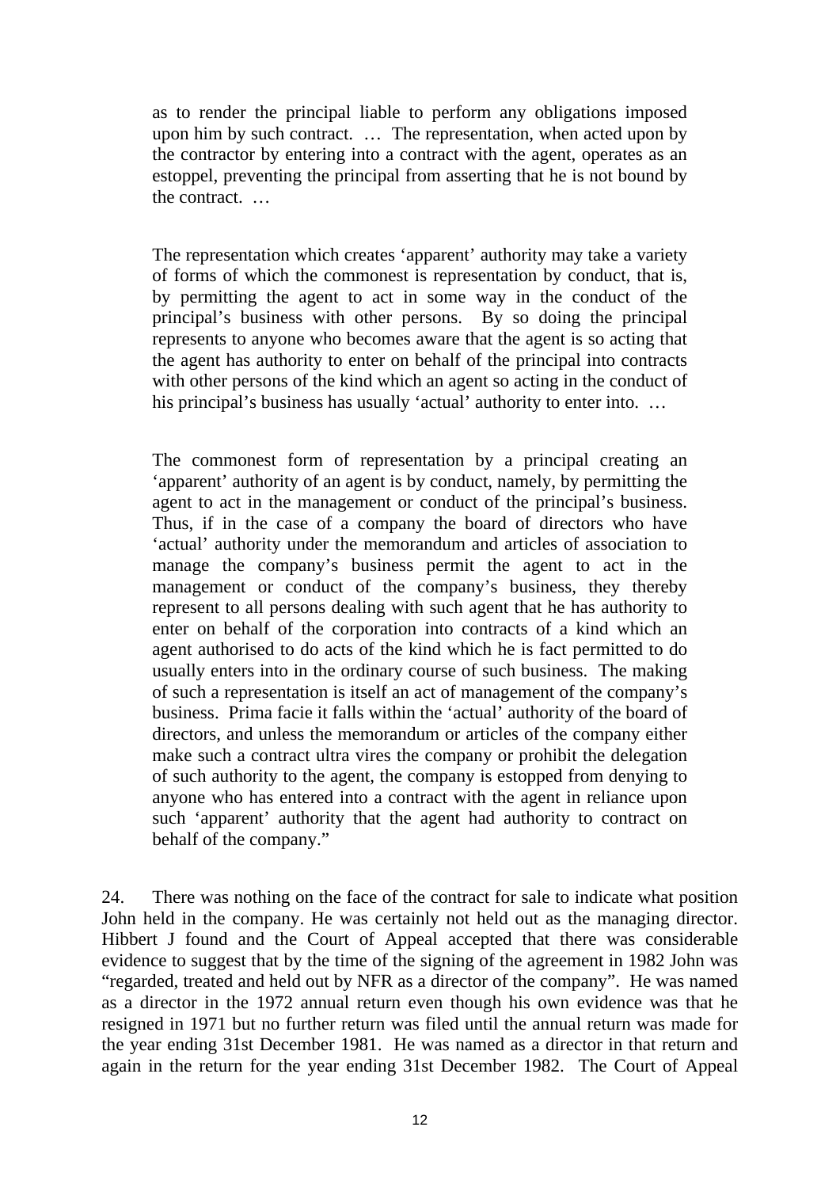> as to render the principal liable to perform any obligations imposed upon him by such contract. … The representation, when acted upon by the contractor by entering into a contract with the agent, operates as an estoppel, preventing the principal from asserting that he is not bound by the contract. …
>
> The representation which creates 'apparent' authority may take a variety of forms of which the commonest is representation by conduct, that is, by permitting the agent to act in some way in the conduct of the principal's business with other persons. By so doing the principal represents to anyone who becomes aware that the agent is so acting that the agent has authority to enter on behalf of the principal into contracts with other persons of the kind which an agent so acting in the conduct of his principal's business has usually 'actual' authority to enter into. …
>
> The commonest form of representation by a principal creating an 'apparent' authority of an agent is by conduct, namely, by permitting the agent to act in the management or conduct of the principal's business. Thus, if in the case of a company the board of directors who have 'actual' authority under the memorandum and articles of association to manage the company's business permit the agent to act in the management or conduct of the company's business, they thereby represent to all persons dealing with such agent that he has authority to enter on behalf of the corporation into contracts of a kind which an agent authorised to do acts of the kind which he is fact permitted to do usually enters into in the ordinary course of such business. The making of such a representation is itself an act of management of the company's business. Prima facie it falls within the 'actual' authority of the board of directors, and unless the memorandum or articles of the company either make such a contract ultra vires the company or prohibit the delegation of such authority to the agent, the company is estopped from denying to anyone who has entered into a contract with the agent in reliance upon such 'apparent' authority that the agent had authority to contract on behalf of the company."

24. There was nothing on the face of the contract for sale to indicate what position John held in the company. He was certainly not held out as the managing director. Hibbert J found and the Court of Appeal accepted that there was considerable evidence to suggest that by the time of the signing of the agreement in 1982 John was "regarded, treated and held out by NFR as a director of the company". He was named as a director in the 1972 annual return even though his own evidence was that he resigned in 1971 but no further return was filed until the annual return was made for the year ending 31st December 1981. He was named as a director in that return and again in the return for the year ending 31st December 1982. The Court of Appeal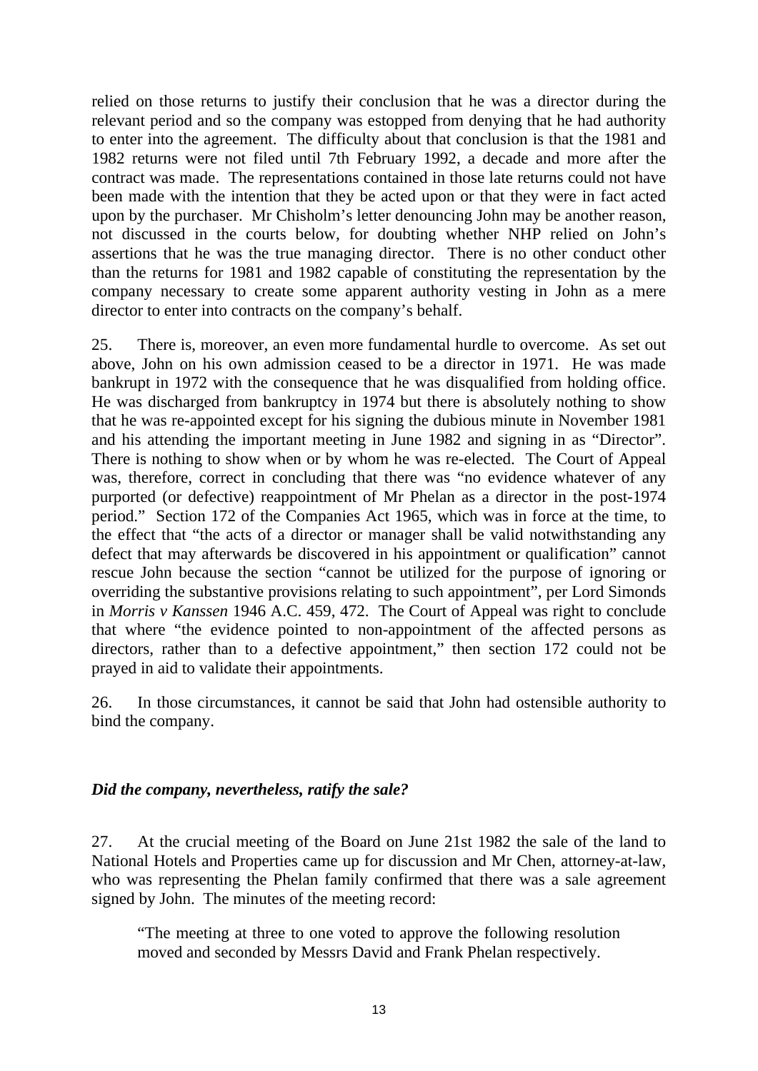relied on those returns to justify their conclusion that he was a director during the relevant period and so the company was estopped from denying that he had authority to enter into the agreement. The difficulty about that conclusion is that the 1981 and 1982 returns were not filed until 7th February 1992, a decade and more after the contract was made. The representations contained in those late returns could not have been made with the intention that they be acted upon or that they were in fact acted upon by the purchaser. Mr Chisholm's letter denouncing John may be another reason, not discussed in the courts below, for doubting whether NHP relied on John's assertions that he was the true managing director. There is no other conduct other than the returns for 1981 and 1982 capable of constituting the representation by the company necessary to create some apparent authority vesting in John as a mere director to enter into contracts on the company's behalf.

25. There is, moreover, an even more fundamental hurdle to overcome. As set out above, John on his own admission ceased to be a director in 1971. He was made bankrupt in 1972 with the consequence that he was disqualified from holding office. He was discharged from bankruptcy in 1974 but there is absolutely nothing to show that he was re-appointed except for his signing the dubious minute in November 1981 and his attending the important meeting in June 1982 and signing in as "Director". There is nothing to show when or by whom he was re-elected. The Court of Appeal was, therefore, correct in concluding that there was "no evidence whatever of any purported (or defective) reappointment of Mr Phelan as a director in the post-1974 period." Section 172 of the Companies Act 1965, which was in force at the time, to the effect that "the acts of a director or manager shall be valid notwithstanding any defect that may afterwards be discovered in his appointment or qualification" cannot rescue John because the section "cannot be utilized for the purpose of ignoring or overriding the substantive provisions relating to such appointment", per Lord Simonds in *Morris v Kanssen* 1946 A.C. 459, 472. The Court of Appeal was right to conclude that where "the evidence pointed to non-appointment of the affected persons as directors, rather than to a defective appointment," then section 172 could not be prayed in aid to validate their appointments.

26. In those circumstances, it cannot be said that John had ostensible authority to bind the company.

***Did the company, nevertheless, ratify the sale?***

27. At the crucial meeting of the Board on June 21st 1982 the sale of the land to National Hotels and Properties came up for discussion and Mr Chen, attorney-at-law, who was representing the Phelan family confirmed that there was a sale agreement signed by John. The minutes of the meeting record:

> "The meeting at three to one voted to approve the following resolution moved and seconded by Messrs David and Frank Phelan respectively.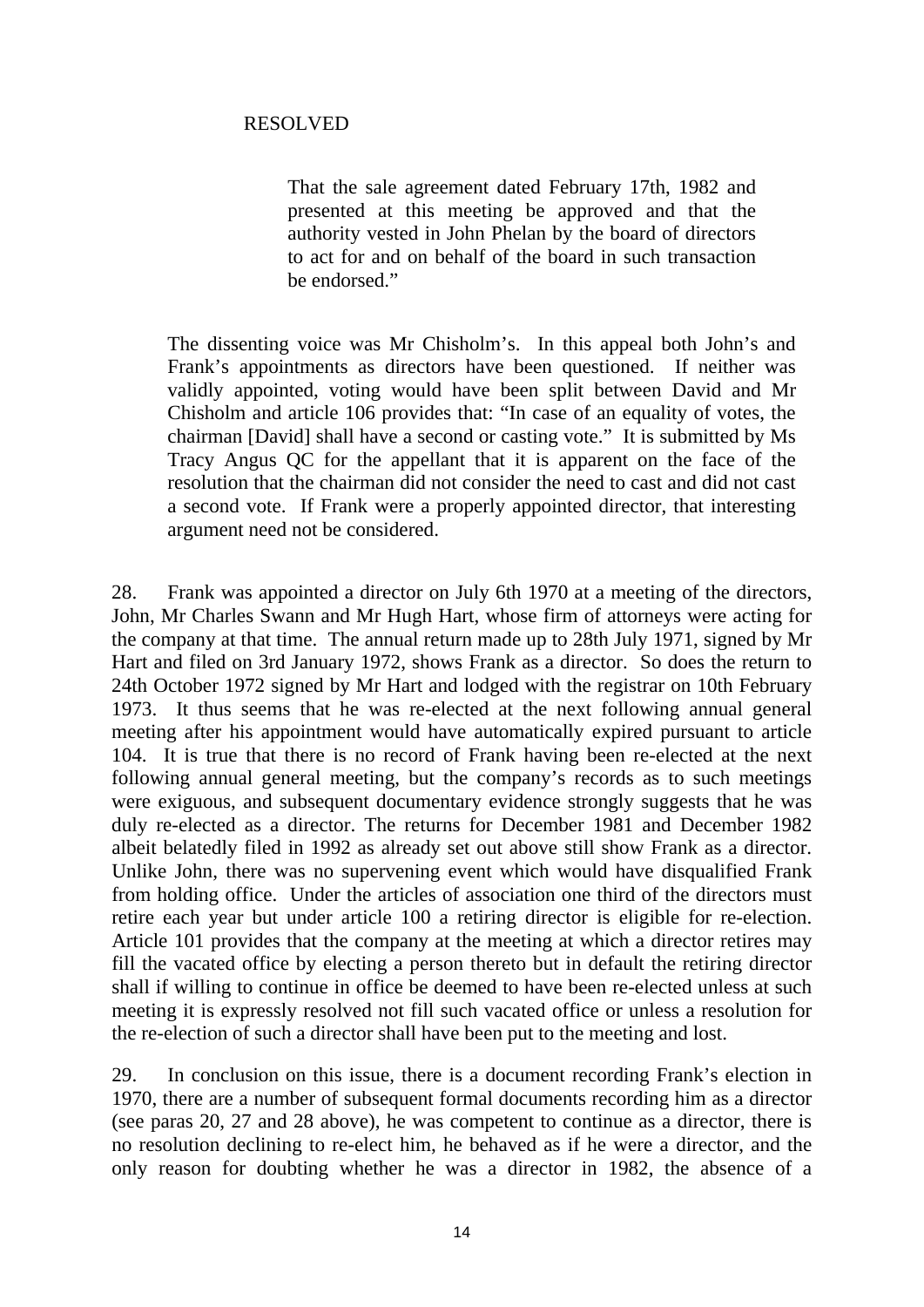RESOLVED

> That the sale agreement dated February 17th, 1982 and presented at this meeting be approved and that the authority vested in John Phelan by the board of directors to act for and on behalf of the board in such transaction be endorsed."

The dissenting voice was Mr Chisholm's. In this appeal both John's and Frank's appointments as directors have been questioned. If neither was validly appointed, voting would have been split between David and Mr Chisholm and article 106 provides that: "In case of an equality of votes, the chairman [David] shall have a second or casting vote." It is submitted by Ms Tracy Angus QC for the appellant that it is apparent on the face of the resolution that the chairman did not consider the need to cast and did not cast a second vote. If Frank were a properly appointed director, that interesting argument need not be considered.

28. Frank was appointed a director on July 6th 1970 at a meeting of the directors, John, Mr Charles Swann and Mr Hugh Hart, whose firm of attorneys were acting for the company at that time. The annual return made up to 28th July 1971, signed by Mr Hart and filed on 3rd January 1972, shows Frank as a director. So does the return to 24th October 1972 signed by Mr Hart and lodged with the registrar on 10th February 1973. It thus seems that he was re-elected at the next following annual general meeting after his appointment would have automatically expired pursuant to article 104. It is true that there is no record of Frank having been re-elected at the next following annual general meeting, but the company's records as to such meetings were exiguous, and subsequent documentary evidence strongly suggests that he was duly re-elected as a director. The returns for December 1981 and December 1982 albeit belatedly filed in 1992 as already set out above still show Frank as a director. Unlike John, there was no supervening event which would have disqualified Frank from holding office. Under the articles of association one third of the directors must retire each year but under article 100 a retiring director is eligible for re-election. Article 101 provides that the company at the meeting at which a director retires may fill the vacated office by electing a person thereto but in default the retiring director shall if willing to continue in office be deemed to have been re-elected unless at such meeting it is expressly resolved not fill such vacated office or unless a resolution for the re-election of such a director shall have been put to the meeting and lost.

29. In conclusion on this issue, there is a document recording Frank's election in 1970, there are a number of subsequent formal documents recording him as a director (see paras 20, 27 and 28 above), he was competent to continue as a director, there is no resolution declining to re-elect him, he behaved as if he were a director, and the only reason for doubting whether he was a director in 1982, the absence of a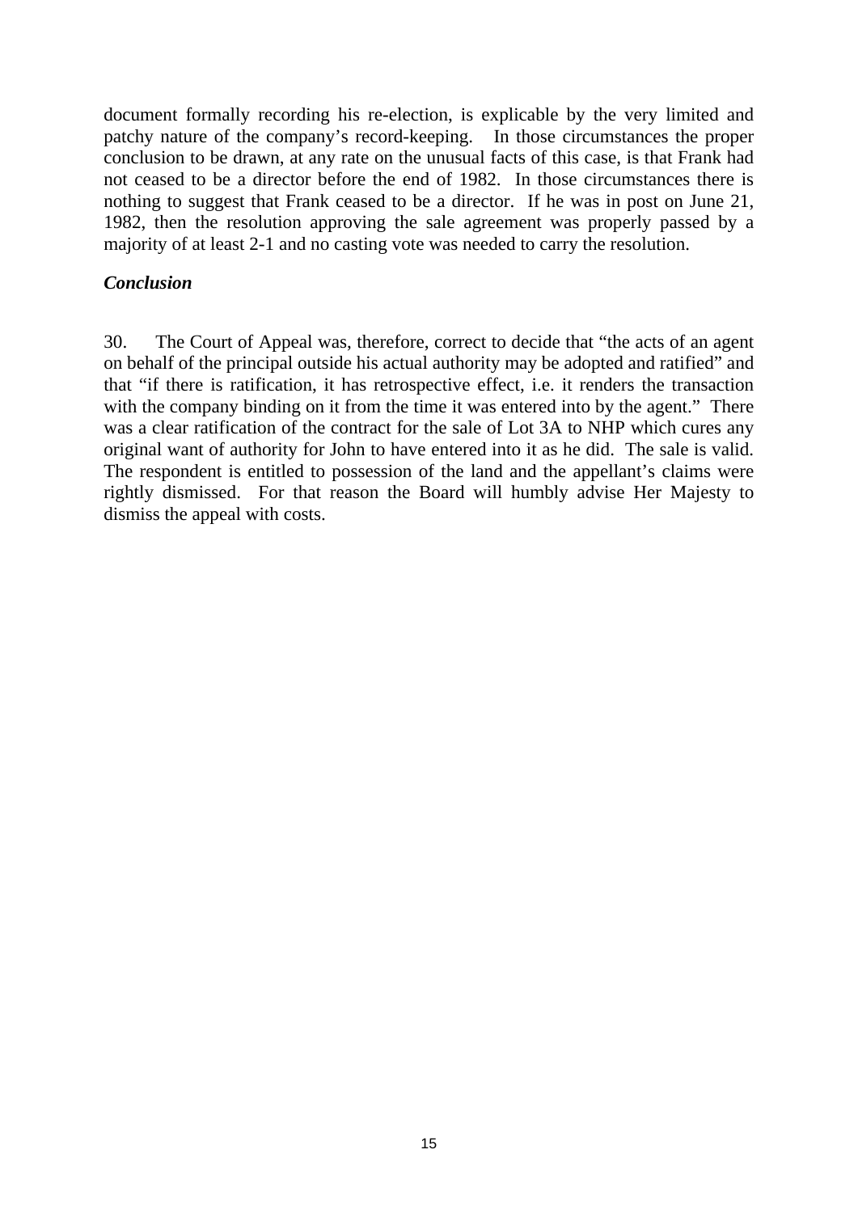document formally recording his re-election, is explicable by the very limited and patchy nature of the company's record-keeping. In those circumstances the proper conclusion to be drawn, at any rate on the unusual facts of this case, is that Frank had not ceased to be a director before the end of 1982. In those circumstances there is nothing to suggest that Frank ceased to be a director. If he was in post on June 21, 1982, then the resolution approving the sale agreement was properly passed by a majority of at least 2-1 and no casting vote was needed to carry the resolution.

***Conclusion***

30. The Court of Appeal was, therefore, correct to decide that "the acts of an agent on behalf of the principal outside his actual authority may be adopted and ratified" and that "if there is ratification, it has retrospective effect, i.e. it renders the transaction with the company binding on it from the time it was entered into by the agent." There was a clear ratification of the contract for the sale of Lot 3A to NHP which cures any original want of authority for John to have entered into it as he did. The sale is valid. The respondent is entitled to possession of the land and the appellant's claims were rightly dismissed. For that reason the Board will humbly advise Her Majesty to dismiss the appeal with costs.